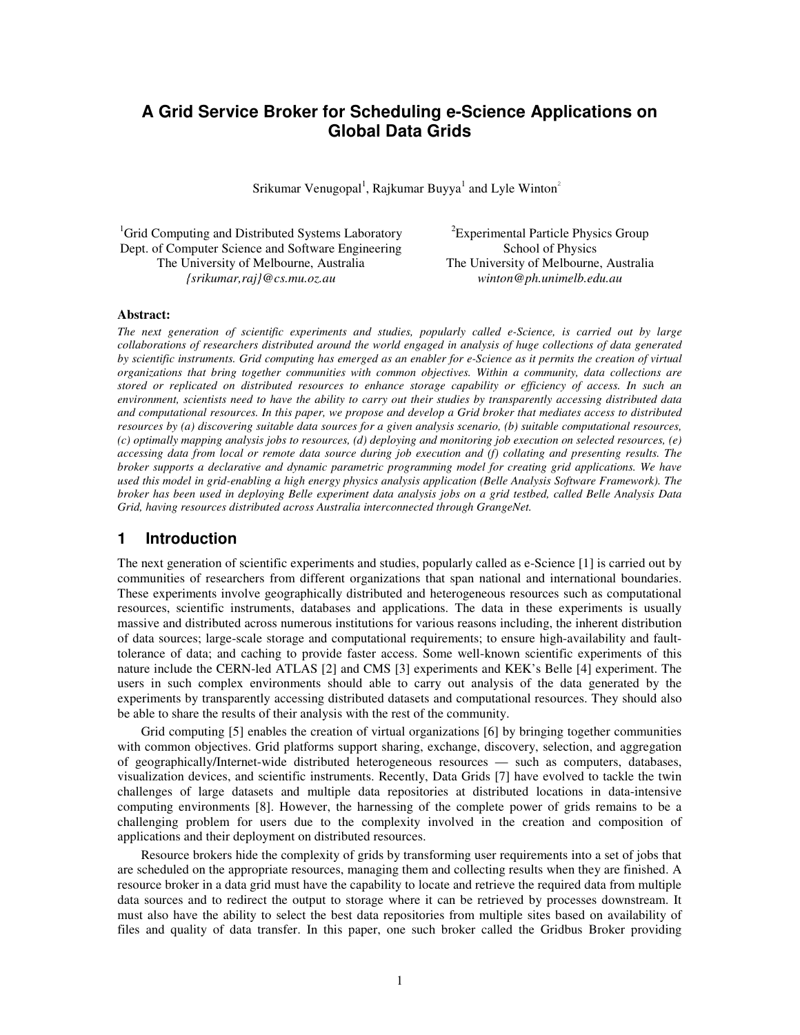# A Grid Service Broker for Scheduling e-Science Applications on Global Data Grids

Srikumar Venugopal[1], Rajkumar Buyya[1] and Lyle Winton[2]

[1]Grid Computing and Distributed Systems Laboratory
Dept. of Computer Science and Software Engineering
The University of Melbourne, Australia
*{srikumar,raj}@cs.mu.oz.au*

[2]Experimental Particle Physics Group
School of Physics
The University of Melbourne, Australia
*winton@ph.unimelb.edu.au*

**Abstract:**

*The next generation of scientific experiments and studies, popularly called e-Science, is carried out by large collaborations of researchers distributed around the world engaged in analysis of huge collections of data generated by scientific instruments. Grid computing has emerged as an enabler for e-Science as it permits the creation of virtual organizations that bring together communities with common objectives. Within a community, data collections are stored or replicated on distributed resources to enhance storage capability or efficiency of access. In such an environment, scientists need to have the ability to carry out their studies by transparently accessing distributed data and computational resources. In this paper, we propose and develop a Grid broker that mediates access to distributed resources by (a) discovering suitable data sources for a given analysis scenario, (b) suitable computational resources, (c) optimally mapping analysis jobs to resources, (d) deploying and monitoring job execution on selected resources, (e) accessing data from local or remote data source during job execution and (f) collating and presenting results. The broker supports a declarative and dynamic parametric programming model for creating grid applications. We have used this model in grid-enabling a high energy physics analysis application (Belle Analysis Software Framework). The broker has been used in deploying Belle experiment data analysis jobs on a grid testbed, called Belle Analysis Data Grid, having resources distributed across Australia interconnected through GrangeNet.*

## 1 Introduction

The next generation of scientific experiments and studies, popularly called as e-Science [1] is carried out by communities of researchers from different organizations that span national and international boundaries. These experiments involve geographically distributed and heterogeneous resources such as computational resources, scientific instruments, databases and applications. The data in these experiments is usually massive and distributed across numerous institutions for various reasons including, the inherent distribution of data sources; large-scale storage and computational requirements; to ensure high-availability and fault-tolerance of data; and caching to provide faster access. Some well-known scientific experiments of this nature include the CERN-led ATLAS [2] and CMS [3] experiments and KEK's Belle [4] experiment. The users in such complex environments should able to carry out analysis of the data generated by the experiments by transparently accessing distributed datasets and computational resources. They should also be able to share the results of their analysis with the rest of the community.

Grid computing [5] enables the creation of virtual organizations [6] by bringing together communities with common objectives. Grid platforms support sharing, exchange, discovery, selection, and aggregation of geographically/Internet-wide distributed heterogeneous resources — such as computers, databases, visualization devices, and scientific instruments. Recently, Data Grids [7] have evolved to tackle the twin challenges of large datasets and multiple data repositories at distributed locations in data-intensive computing environments [8]. However, the harnessing of the complete power of grids remains to be a challenging problem for users due to the complexity involved in the creation and composition of applications and their deployment on distributed resources.

Resource brokers hide the complexity of grids by transforming user requirements into a set of jobs that are scheduled on the appropriate resources, managing them and collecting results when they are finished. A resource broker in a data grid must have the capability to locate and retrieve the required data from multiple data sources and to redirect the output to storage where it can be retrieved by processes downstream. It must also have the ability to select the best data repositories from multiple sites based on availability of files and quality of data transfer. In this paper, one such broker called the Gridbus Broker providing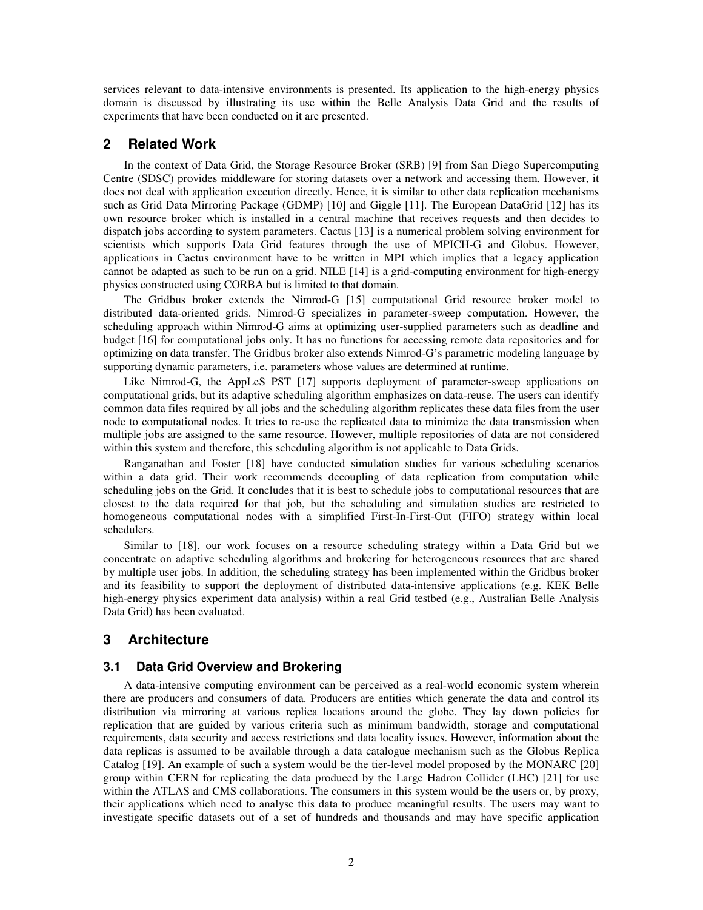services relevant to data-intensive environments is presented. Its application to the high-energy physics domain is discussed by illustrating its use within the Belle Analysis Data Grid and the results of experiments that have been conducted on it are presented.

## 2 Related Work

In the context of Data Grid, the Storage Resource Broker (SRB) [9] from San Diego Supercomputing Centre (SDSC) provides middleware for storing datasets over a network and accessing them. However, it does not deal with application execution directly. Hence, it is similar to other data replication mechanisms such as Grid Data Mirroring Package (GDMP) [10] and Giggle [11]. The European DataGrid [12] has its own resource broker which is installed in a central machine that receives requests and then decides to dispatch jobs according to system parameters. Cactus [13] is a numerical problem solving environment for scientists which supports Data Grid features through the use of MPICH-G and Globus. However, applications in Cactus environment have to be written in MPI which implies that a legacy application cannot be adapted as such to be run on a grid. NILE [14] is a grid-computing environment for high-energy physics constructed using CORBA but is limited to that domain.

The Gridbus broker extends the Nimrod-G [15] computational Grid resource broker model to distributed data-oriented grids. Nimrod-G specializes in parameter-sweep computation. However, the scheduling approach within Nimrod-G aims at optimizing user-supplied parameters such as deadline and budget [16] for computational jobs only. It has no functions for accessing remote data repositories and for optimizing on data transfer. The Gridbus broker also extends Nimrod-G's parametric modeling language by supporting dynamic parameters, i.e. parameters whose values are determined at runtime.

Like Nimrod-G, the AppLeS PST [17] supports deployment of parameter-sweep applications on computational grids, but its adaptive scheduling algorithm emphasizes on data-reuse. The users can identify common data files required by all jobs and the scheduling algorithm replicates these data files from the user node to computational nodes. It tries to re-use the replicated data to minimize the data transmission when multiple jobs are assigned to the same resource. However, multiple repositories of data are not considered within this system and therefore, this scheduling algorithm is not applicable to Data Grids.

Ranganathan and Foster [18] have conducted simulation studies for various scheduling scenarios within a data grid. Their work recommends decoupling of data replication from computation while scheduling jobs on the Grid. It concludes that it is best to schedule jobs to computational resources that are closest to the data required for that job, but the scheduling and simulation studies are restricted to homogeneous computational nodes with a simplified First-In-First-Out (FIFO) strategy within local schedulers.

Similar to [18], our work focuses on a resource scheduling strategy within a Data Grid but we concentrate on adaptive scheduling algorithms and brokering for heterogeneous resources that are shared by multiple user jobs. In addition, the scheduling strategy has been implemented within the Gridbus broker and its feasibility to support the deployment of distributed data-intensive applications (e.g. KEK Belle high-energy physics experiment data analysis) within a real Grid testbed (e.g., Australian Belle Analysis Data Grid) has been evaluated.

## 3 Architecture

### 3.1 Data Grid Overview and Brokering

A data-intensive computing environment can be perceived as a real-world economic system wherein there are producers and consumers of data. Producers are entities which generate the data and control its distribution via mirroring at various replica locations around the globe. They lay down policies for replication that are guided by various criteria such as minimum bandwidth, storage and computational requirements, data security and access restrictions and data locality issues. However, information about the data replicas is assumed to be available through a data catalogue mechanism such as the Globus Replica Catalog [19]. An example of such a system would be the tier-level model proposed by the MONARC [20] group within CERN for replicating the data produced by the Large Hadron Collider (LHC) [21] for use within the ATLAS and CMS collaborations. The consumers in this system would be the users or, by proxy, their applications which need to analyse this data to produce meaningful results. The users may want to investigate specific datasets out of a set of hundreds and thousands and may have specific application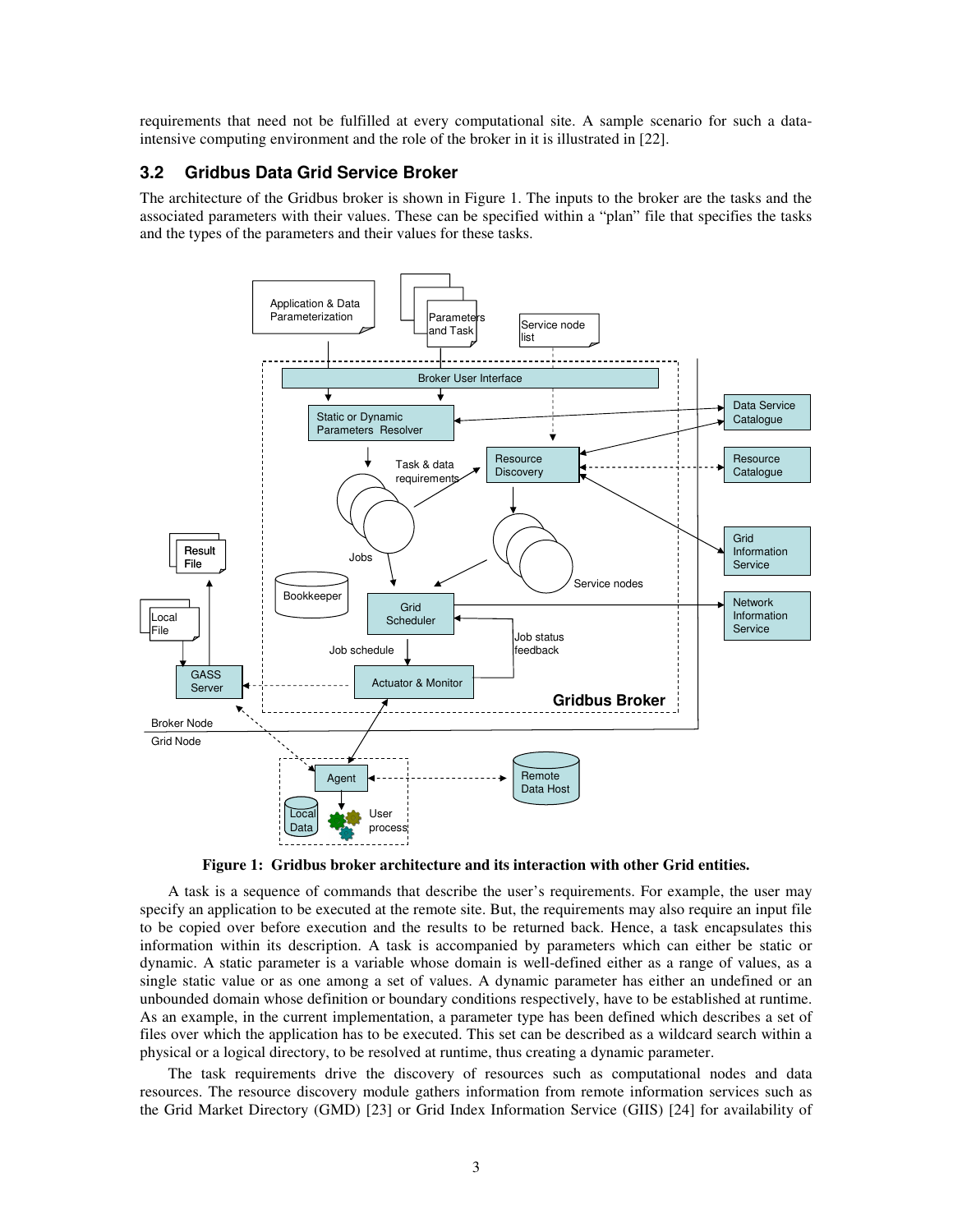requirements that need not be fulfilled at every computational site. A sample scenario for such a data-intensive computing environment and the role of the broker in it is illustrated in [22].

### 3.2 Gridbus Data Grid Service Broker

The architecture of the Gridbus broker is shown in Figure 1. The inputs to the broker are the tasks and the associated parameters with their values. These can be specified within a "plan" file that specifies the tasks and the types of the parameters and their values for these tasks.

**Figure 1: Gridbus broker architecture and its interaction with other Grid entities.**

A task is a sequence of commands that describe the user's requirements. For example, the user may specify an application to be executed at the remote site. But, the requirements may also require an input file to be copied over before execution and the results to be returned back. Hence, a task encapsulates this information within its description. A task is accompanied by parameters which can either be static or dynamic. A static parameter is a variable whose domain is well-defined either as a range of values, as a single static value or as one among a set of values. A dynamic parameter has either an undefined or an unbounded domain whose definition or boundary conditions respectively, have to be established at runtime. As an example, in the current implementation, a parameter type has been defined which describes a set of files over which the application has to be executed. This set can be described as a wildcard search within a physical or a logical directory, to be resolved at runtime, thus creating a dynamic parameter.

The task requirements drive the discovery of resources such as computational nodes and data resources. The resource discovery module gathers information from remote information services such as the Grid Market Directory (GMD) [23] or Grid Index Information Service (GIIS) [24] for availability of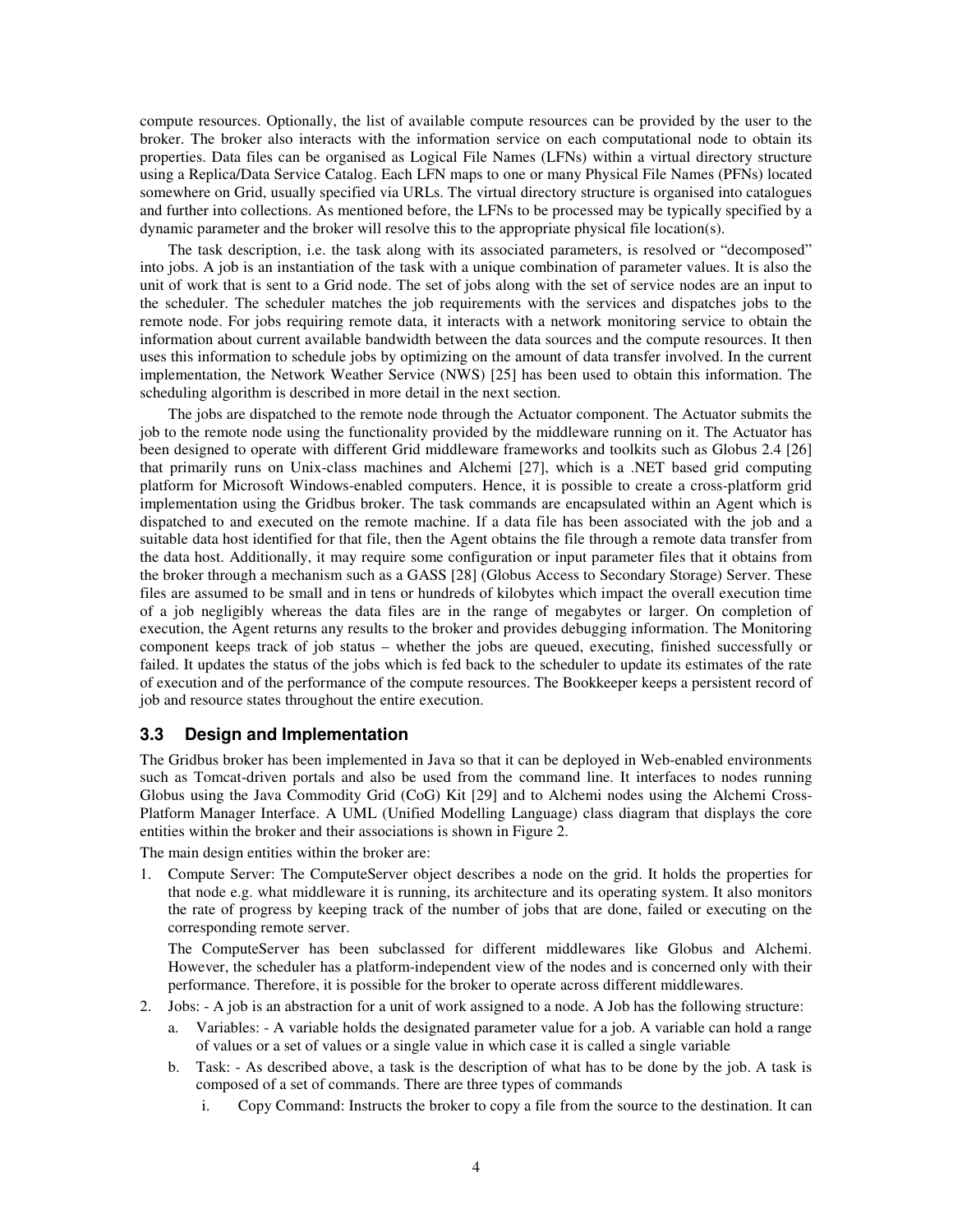compute resources. Optionally, the list of available compute resources can be provided by the user to the broker. The broker also interacts with the information service on each computational node to obtain its properties. Data files can be organised as Logical File Names (LFNs) within a virtual directory structure using a Replica/Data Service Catalog. Each LFN maps to one or many Physical File Names (PFNs) located somewhere on Grid, usually specified via URLs. The virtual directory structure is organised into catalogues and further into collections. As mentioned before, the LFNs to be processed may be typically specified by a dynamic parameter and the broker will resolve this to the appropriate physical file location(s).

The task description, i.e. the task along with its associated parameters, is resolved or "decomposed" into jobs. A job is an instantiation of the task with a unique combination of parameter values. It is also the unit of work that is sent to a Grid node. The set of jobs along with the set of service nodes are an input to the scheduler. The scheduler matches the job requirements with the services and dispatches jobs to the remote node. For jobs requiring remote data, it interacts with a network monitoring service to obtain the information about current available bandwidth between the data sources and the compute resources. It then uses this information to schedule jobs by optimizing on the amount of data transfer involved. In the current implementation, the Network Weather Service (NWS) [25] has been used to obtain this information. The scheduling algorithm is described in more detail in the next section.

The jobs are dispatched to the remote node through the Actuator component. The Actuator submits the job to the remote node using the functionality provided by the middleware running on it. The Actuator has been designed to operate with different Grid middleware frameworks and toolkits such as Globus 2.4 [26] that primarily runs on Unix-class machines and Alchemi [27], which is a .NET based grid computing platform for Microsoft Windows-enabled computers. Hence, it is possible to create a cross-platform grid implementation using the Gridbus broker. The task commands are encapsulated within an Agent which is dispatched to and executed on the remote machine. If a data file has been associated with the job and a suitable data host identified for that file, then the Agent obtains the file through a remote data transfer from the data host. Additionally, it may require some configuration or input parameter files that it obtains from the broker through a mechanism such as a GASS [28] (Globus Access to Secondary Storage) Server. These files are assumed to be small and in tens or hundreds of kilobytes which impact the overall execution time of a job negligibly whereas the data files are in the range of megabytes or larger. On completion of execution, the Agent returns any results to the broker and provides debugging information. The Monitoring component keeps track of job status – whether the jobs are queued, executing, finished successfully or failed. It updates the status of the jobs which is fed back to the scheduler to update its estimates of the rate of execution and of the performance of the compute resources. The Bookkeeper keeps a persistent record of job and resource states throughout the entire execution.

### 3.3 Design and Implementation

The Gridbus broker has been implemented in Java so that it can be deployed in Web-enabled environments such as Tomcat-driven portals and also be used from the command line. It interfaces to nodes running Globus using the Java Commodity Grid (CoG) Kit [29] and to Alchemi nodes using the Alchemi Cross-Platform Manager Interface. A UML (Unified Modelling Language) class diagram that displays the core entities within the broker and their associations is shown in Figure 2.

The main design entities within the broker are:

1. Compute Server: The ComputeServer object describes a node on the grid. It holds the properties for that node e.g. what middleware it is running, its architecture and its operating system. It also monitors the rate of progress by keeping track of the number of jobs that are done, failed or executing on the corresponding remote server.

   The ComputeServer has been subclassed for different middlewares like Globus and Alchemi. However, the scheduler has a platform-independent view of the nodes and is concerned only with their performance. Therefore, it is possible for the broker to operate across different middlewares.

2. Jobs: - A job is an abstraction for a unit of work assigned to a node. A Job has the following structure:
   a. Variables: - A variable holds the designated parameter value for a job. A variable can hold a range of values or a set of values or a single value in which case it is called a single variable
   b. Task: - As described above, a task is the description of what has to be done by the job. A task is composed of a set of commands. There are three types of commands
      i. Copy Command: Instructs the broker to copy a file from the source to the destination. It can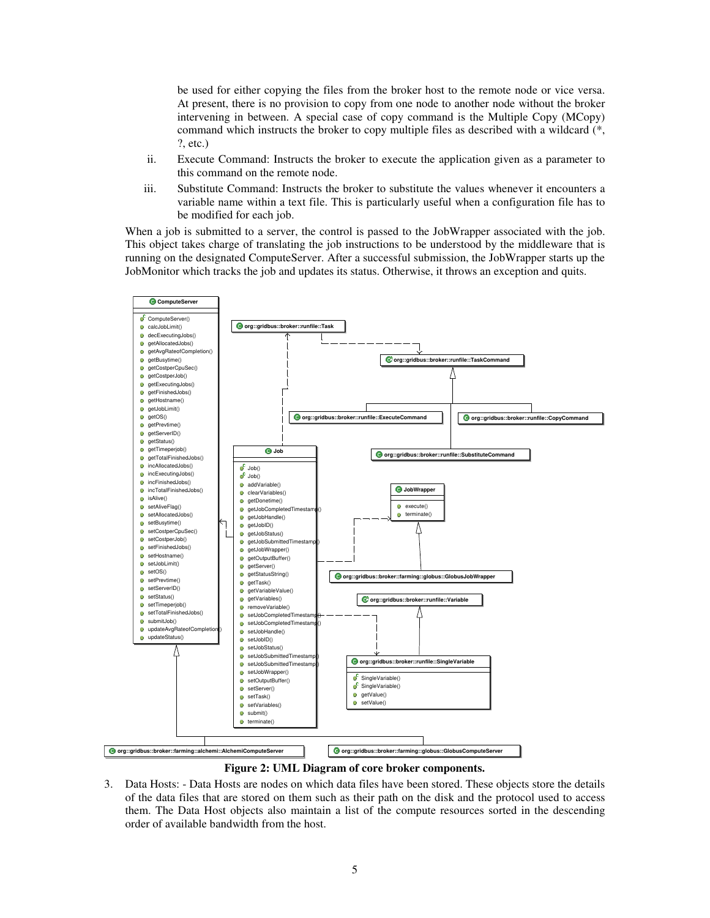be used for either copying the files from the broker host to the remote node or vice versa. At present, there is no provision to copy from one node to another node without the broker intervening in between. A special case of copy command is the Multiple Copy (MCopy) command which instructs the broker to copy multiple files as described with a wildcard (*, ?, etc.)

ii. Execute Command: Instructs the broker to execute the application given as a parameter to this command on the remote node.

iii. Substitute Command: Instructs the broker to substitute the values whenever it encounters a variable name within a text file. This is particularly useful when a configuration file has to be modified for each job.

When a job is submitted to a server, the control is passed to the JobWrapper associated with the job. This object takes charge of translating the job instructions to be understood by the middleware that is running on the designated ComputeServer. After a successful submission, the JobWrapper starts up the JobMonitor which tracks the job and updates its status. Otherwise, it throws an exception and quits.

**Figure 2: UML Diagram of core broker components.**

3. Data Hosts: - Data Hosts are nodes on which data files have been stored. These objects store the details of the data files that are stored on them such as their path on the disk and the protocol used to access them. The Data Host objects also maintain a list of the compute resources sorted in the descending order of available bandwidth from the host.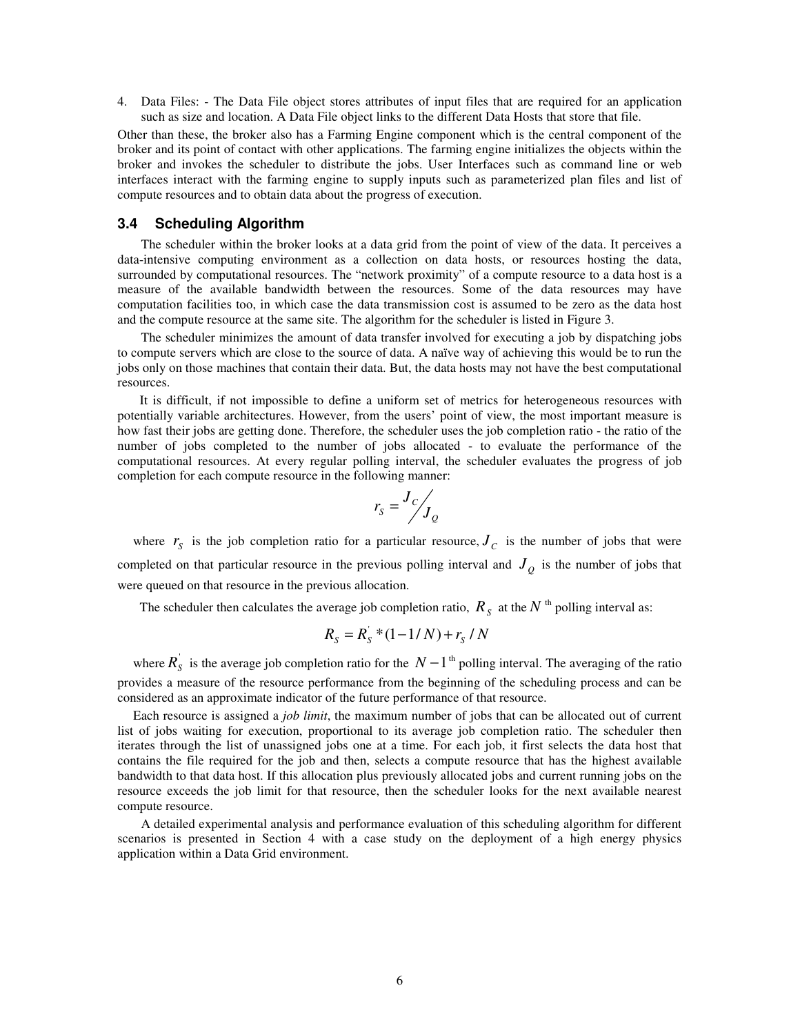4. Data Files: - The Data File object stores attributes of input files that are required for an application such as size and location. A Data File object links to the different Data Hosts that store that file.

Other than these, the broker also has a Farming Engine component which is the central component of the broker and its point of contact with other applications. The farming engine initializes the objects within the broker and invokes the scheduler to distribute the jobs. User Interfaces such as command line or web interfaces interact with the farming engine to supply inputs such as parameterized plan files and list of compute resources and to obtain data about the progress of execution.

### 3.4 Scheduling Algorithm

The scheduler within the broker looks at a data grid from the point of view of the data. It perceives a data-intensive computing environment as a collection on data hosts, or resources hosting the data, surrounded by computational resources. The "network proximity" of a compute resource to a data host is a measure of the available bandwidth between the resources. Some of the data resources may have computation facilities too, in which case the data transmission cost is assumed to be zero as the data host and the compute resource at the same site. The algorithm for the scheduler is listed in Figure 3.

The scheduler minimizes the amount of data transfer involved for executing a job by dispatching jobs to compute servers which are close to the source of data. A naïve way of achieving this would be to run the jobs only on those machines that contain their data. But, the data hosts may not have the best computational resources.

It is difficult, if not impossible to define a uniform set of metrics for heterogeneous resources with potentially variable architectures. However, from the users' point of view, the most important measure is how fast their jobs are getting done. Therefore, the scheduler uses the job completion ratio - the ratio of the number of jobs completed to the number of jobs allocated - to evaluate the performance of the computational resources. At every regular polling interval, the scheduler evaluates the progress of job completion for each compute resource in the following manner:

$$r_S = J_C / J_Q$$

where $r_S$ is the job completion ratio for a particular resource, $J_C$ is the number of jobs that were completed on that particular resource in the previous polling interval and $J_Q$ is the number of jobs that were queued on that resource in the previous allocation.

The scheduler then calculates the average job completion ratio, $R_S$ at the $N^{\text{th}}$ polling interval as:

$$R_S = R_S^{'} * (1 - 1/N) + r_S / N$$

where $R_S^{'}$ is the average job completion ratio for the $N-1^{\text{th}}$ polling interval. The averaging of the ratio provides a measure of the resource performance from the beginning of the scheduling process and can be considered as an approximate indicator of the future performance of that resource.

Each resource is assigned a *job limit*, the maximum number of jobs that can be allocated out of current list of jobs waiting for execution, proportional to its average job completion ratio. The scheduler then iterates through the list of unassigned jobs one at a time. For each job, it first selects the data host that contains the file required for the job and then, selects a compute resource that has the highest available bandwidth to that data host. If this allocation plus previously allocated jobs and current running jobs on the resource exceeds the job limit for that resource, then the scheduler looks for the next available nearest compute resource.

A detailed experimental analysis and performance evaluation of this scheduling algorithm for different scenarios is presented in Section 4 with a case study on the deployment of a high energy physics application within a Data Grid environment.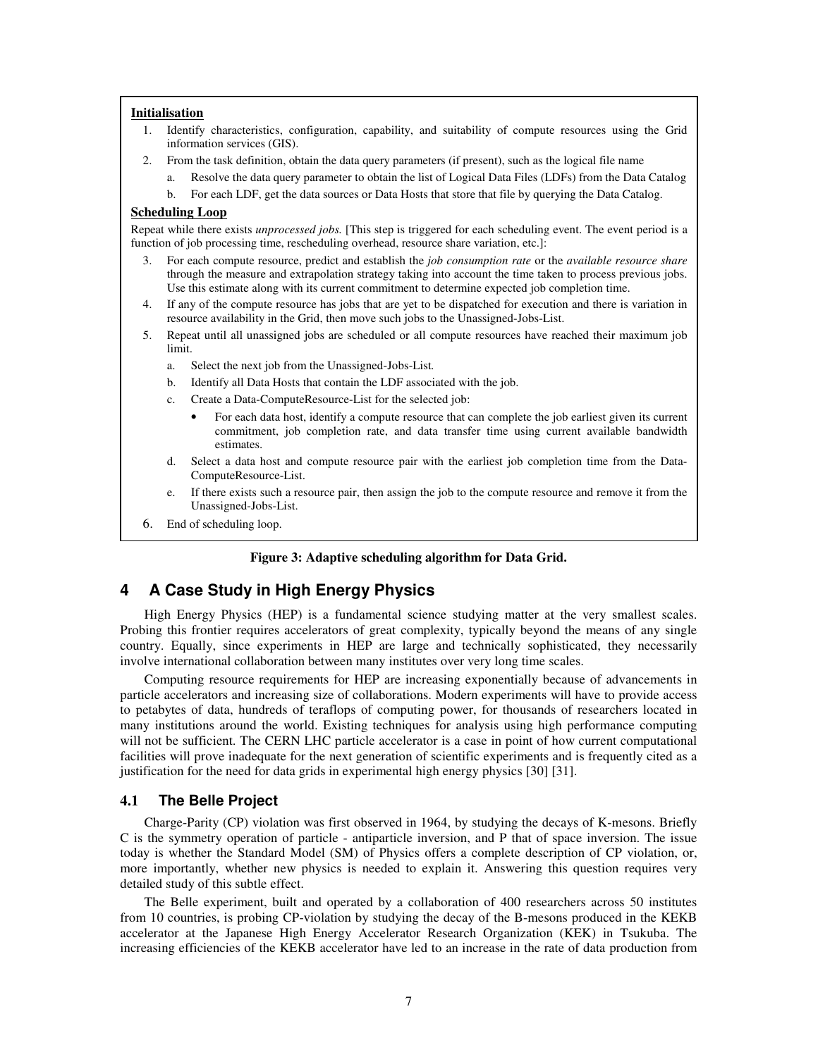**Initialisation**

1. Identify characteristics, configuration, capability, and suitability of compute resources using the Grid information services (GIS).
2. From the task definition, obtain the data query parameters (if present), such as the logical file name
   a. Resolve the data query parameter to obtain the list of Logical Data Files (LDFs) from the Data Catalog
   b. For each LDF, get the data sources or Data Hosts that store that file by querying the Data Catalog.

**Scheduling Loop**

Repeat while there exists *unprocessed jobs.* [This step is triggered for each scheduling event. The event period is a function of job processing time, rescheduling overhead, resource share variation, etc.]:

3. For each compute resource, predict and establish the *job consumption rate* or the *available resource share* through the measure and extrapolation strategy taking into account the time taken to process previous jobs. Use this estimate along with its current commitment to determine expected job completion time.
4. If any of the compute resource has jobs that are yet to be dispatched for execution and there is variation in resource availability in the Grid, then move such jobs to the Unassigned-Jobs-List.
5. Repeat until all unassigned jobs are scheduled or all compute resources have reached their maximum job limit.
   a. Select the next job from the Unassigned-Jobs-List.
   b. Identify all Data Hosts that contain the LDF associated with the job.
   c. Create a Data-ComputeResource-List for the selected job:
      - For each data host, identify a compute resource that can complete the job earliest given its current commitment, job completion rate, and data transfer time using current available bandwidth estimates.
   d. Select a data host and compute resource pair with the earliest job completion time from the Data-ComputeResource-List.
   e. If there exists such a resource pair, then assign the job to the compute resource and remove it from the Unassigned-Jobs-List.
6. End of scheduling loop.

**Figure 3: Adaptive scheduling algorithm for Data Grid.**

## 4 A Case Study in High Energy Physics

High Energy Physics (HEP) is a fundamental science studying matter at the very smallest scales. Probing this frontier requires accelerators of great complexity, typically beyond the means of any single country. Equally, since experiments in HEP are large and technically sophisticated, they necessarily involve international collaboration between many institutes over very long time scales.

Computing resource requirements for HEP are increasing exponentially because of advancements in particle accelerators and increasing size of collaborations. Modern experiments will have to provide access to petabytes of data, hundreds of teraflops of computing power, for thousands of researchers located in many institutions around the world. Existing techniques for analysis using high performance computing will not be sufficient. The CERN LHC particle accelerator is a case in point of how current computational facilities will prove inadequate for the next generation of scientific experiments and is frequently cited as a justification for the need for data grids in experimental high energy physics [30] [31].

### 4.1 The Belle Project

Charge-Parity (CP) violation was first observed in 1964, by studying the decays of K-mesons. Briefly C is the symmetry operation of particle - antiparticle inversion, and P that of space inversion. The issue today is whether the Standard Model (SM) of Physics offers a complete description of CP violation, or, more importantly, whether new physics is needed to explain it. Answering this question requires very detailed study of this subtle effect.

The Belle experiment, built and operated by a collaboration of 400 researchers across 50 institutes from 10 countries, is probing CP-violation by studying the decay of the B-mesons produced in the KEKB accelerator at the Japanese High Energy Accelerator Research Organization (KEK) in Tsukuba. The increasing efficiencies of the KEKB accelerator have led to an increase in the rate of data production from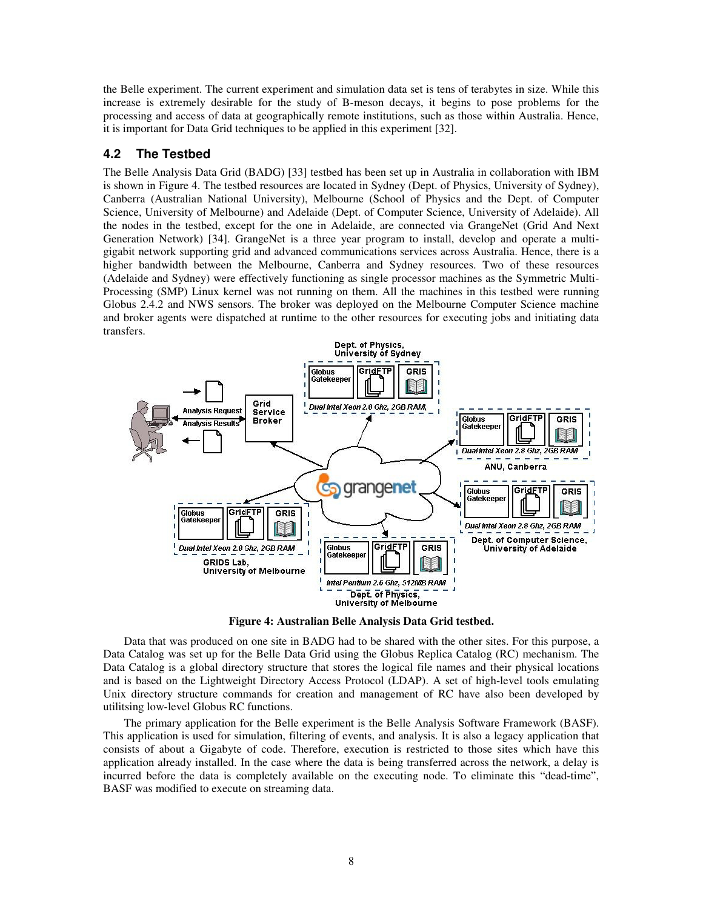the Belle experiment. The current experiment and simulation data set is tens of terabytes in size. While this increase is extremely desirable for the study of B-meson decays, it begins to pose problems for the processing and access of data at geographically remote institutions, such as those within Australia. Hence, it is important for Data Grid techniques to be applied in this experiment [32].

## 4.2 The Testbed

The Belle Analysis Data Grid (BADG) [33] testbed has been set up in Australia in collaboration with IBM is shown in Figure 4. The testbed resources are located in Sydney (Dept. of Physics, University of Sydney), Canberra (Australian National University), Melbourne (School of Physics and the Dept. of Computer Science, University of Melbourne) and Adelaide (Dept. of Computer Science, University of Adelaide). All the nodes in the testbed, except for the one in Adelaide, are connected via GrangeNet (Grid And Next Generation Network) [34]. GrangeNet is a three year program to install, develop and operate a multi-gigabit network supporting grid and advanced communications services across Australia. Hence, there is a higher bandwidth between the Melbourne, Canberra and Sydney resources. Two of these resources (Adelaide and Sydney) were effectively functioning as single processor machines as the Symmetric Multi-Processing (SMP) Linux kernel was not running on them. All the machines in this testbed were running Globus 2.4.2 and NWS sensors. The broker was deployed on the Melbourne Computer Science machine and broker agents were dispatched at runtime to the other resources for executing jobs and initiating data transfers.

**Figure 4: Australian Belle Analysis Data Grid testbed.**

Data that was produced on one site in BADG had to be shared with the other sites. For this purpose, a Data Catalog was set up for the Belle Data Grid using the Globus Replica Catalog (RC) mechanism. The Data Catalog is a global directory structure that stores the logical file names and their physical locations and is based on the Lightweight Directory Access Protocol (LDAP). A set of high-level tools emulating Unix directory structure commands for creation and management of RC have also been developed by utilitsing low-level Globus RC functions.

The primary application for the Belle experiment is the Belle Analysis Software Framework (BASF). This application is used for simulation, filtering of events, and analysis. It is also a legacy application that consists of about a Gigabyte of code. Therefore, execution is restricted to those sites which have this application already installed. In the case where the data is being transferred across the network, a delay is incurred before the data is completely available on the executing node. To eliminate this "dead-time", BASF was modified to execute on streaming data.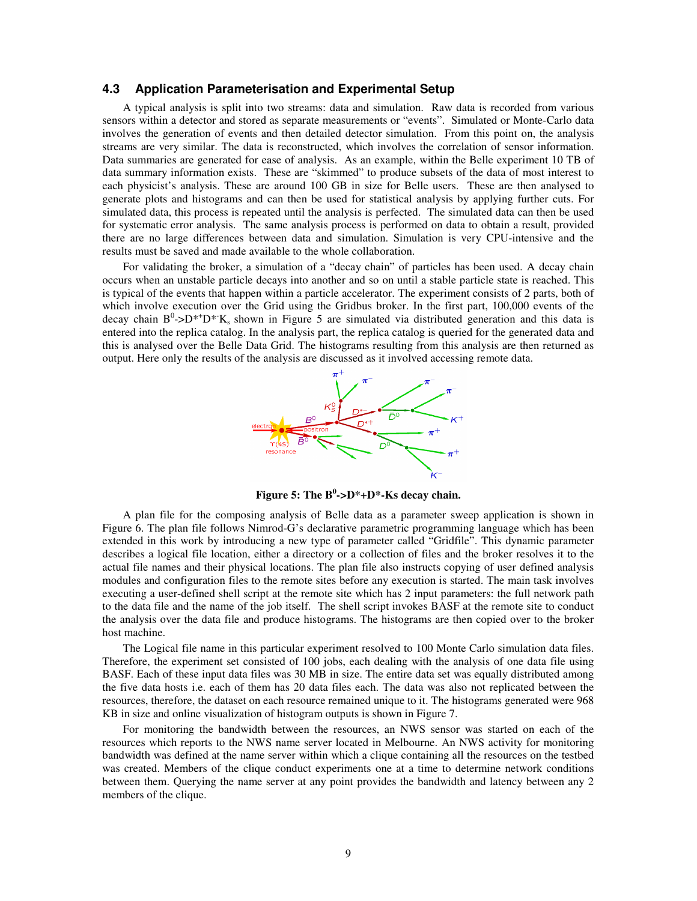### 4.3 Application Parameterisation and Experimental Setup

A typical analysis is split into two streams: data and simulation. Raw data is recorded from various sensors within a detector and stored as separate measurements or "events". Simulated or Monte-Carlo data involves the generation of events and then detailed detector simulation. From this point on, the analysis streams are very similar. The data is reconstructed, which involves the correlation of sensor information. Data summaries are generated for ease of analysis. As an example, within the Belle experiment 10 TB of data summary information exists. These are "skimmed" to produce subsets of the data of most interest to each physicist's analysis. These are around 100 GB in size for Belle users. These are then analysed to generate plots and histograms and can then be used for statistical analysis by applying further cuts. For simulated data, this process is repeated until the analysis is perfected. The simulated data can then be used for systematic error analysis. The same analysis process is performed on data to obtain a result, provided there are no large differences between data and simulation. Simulation is very CPU-intensive and the results must be saved and made available to the whole collaboration.

For validating the broker, a simulation of a "decay chain" of particles has been used. A decay chain occurs when an unstable particle decays into another and so on until a stable particle state is reached. This is typical of the events that happen within a particle accelerator. The experiment consists of 2 parts, both of which involve execution over the Grid using the Gridbus broker. In the first part, 100,000 events of the decay chain $B^0 \rightarrow D^{*+}D^{*-}K_s$ shown in Figure 5 are simulated via distributed generation and this data is entered into the replica catalog. In the analysis part, the replica catalog is queried for the generated data and this is analysed over the Belle Data Grid. The histograms resulting from this analysis are then returned as output. Here only the results of the analysis are discussed as it involved accessing remote data.

**Figure 5: The $B^0 \rightarrow D^{*+}D^{*-}Ks$ decay chain.**

A plan file for the composing analysis of Belle data as a parameter sweep application is shown in Figure 6. The plan file follows Nimrod-G's declarative parametric programming language which has been extended in this work by introducing a new type of parameter called "Gridfile". This dynamic parameter describes a logical file location, either a directory or a collection of files and the broker resolves it to the actual file names and their physical locations. The plan file also instructs copying of user defined analysis modules and configuration files to the remote sites before any execution is started. The main task involves executing a user-defined shell script at the remote site which has 2 input parameters: the full network path to the data file and the name of the job itself. The shell script invokes BASF at the remote site to conduct the analysis over the data file and produce histograms. The histograms are then copied over to the broker host machine.

The Logical file name in this particular experiment resolved to 100 Monte Carlo simulation data files. Therefore, the experiment set consisted of 100 jobs, each dealing with the analysis of one data file using BASF. Each of these input data files was 30 MB in size. The entire data set was equally distributed among the five data hosts i.e. each of them has 20 data files each. The data was also not replicated between the resources, therefore, the dataset on each resource remained unique to it. The histograms generated were 968 KB in size and online visualization of histogram outputs is shown in Figure 7.

For monitoring the bandwidth between the resources, an NWS sensor was started on each of the resources which reports to the NWS name server located in Melbourne. An NWS activity for monitoring bandwidth was defined at the name server within which a clique containing all the resources on the testbed was created. Members of the clique conduct experiments one at a time to determine network conditions between them. Querying the name server at any point provides the bandwidth and latency between any 2 members of the clique.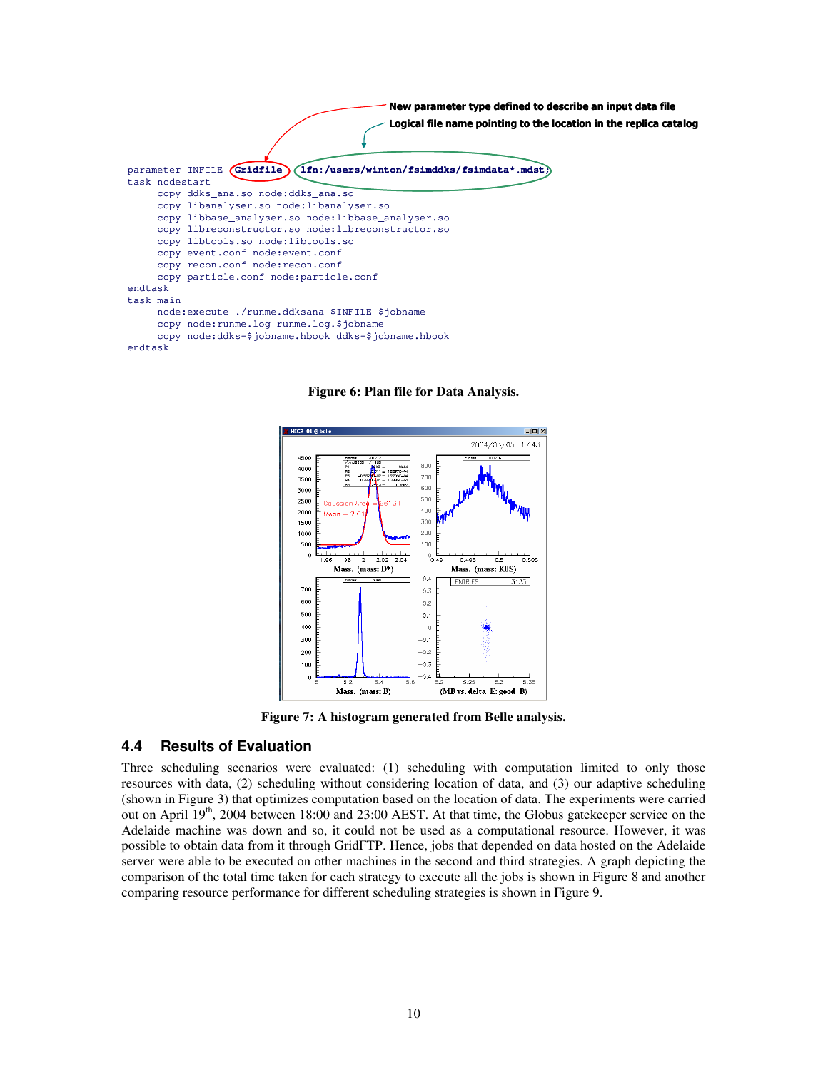New parameter type defined to describe an input data file

Logical file name pointing to the location in the replica catalog

```
parameter INFILE Gridfile lfn:/users/winton/fsimddks/fsimdata*.mdst;
task nodestart
     copy ddks_ana.so node:ddks_ana.so
     copy libanalyser.so node:libanalyser.so
     copy libbase_analyser.so node:libbase_analyser.so
     copy libreconstructor.so node:libreconstructor.so
     copy libtools.so node:libtools.so
     copy event.conf node:event.conf
     copy recon.conf node:recon.conf
     copy particle.conf node:particle.conf
endtask
task main
     node:execute ./runme.ddksana $INFILE $jobname
     copy node:runme.log runme.log.$jobname
     copy node:ddks-$jobname.hbook ddks-$jobname.hbook
endtask
```

**Figure 6: Plan file for Data Analysis.**

**Figure 7: A histogram generated from Belle analysis.**

### 4.4 Results of Evaluation

Three scheduling scenarios were evaluated: (1) scheduling with computation limited to only those resources with data, (2) scheduling without considering location of data, and (3) our adaptive scheduling (shown in Figure 3) that optimizes computation based on the location of data. The experiments were carried out on April 19th, 2004 between 18:00 and 23:00 AEST. At that time, the Globus gatekeeper service on the Adelaide machine was down and so, it could not be used as a computational resource. However, it was possible to obtain data from it through GridFTP. Hence, jobs that depended on data hosted on the Adelaide server were able to be executed on other machines in the second and third strategies. A graph depicting the comparison of the total time taken for each strategy to execute all the jobs is shown in Figure 8 and another comparing resource performance for different scheduling strategies is shown in Figure 9.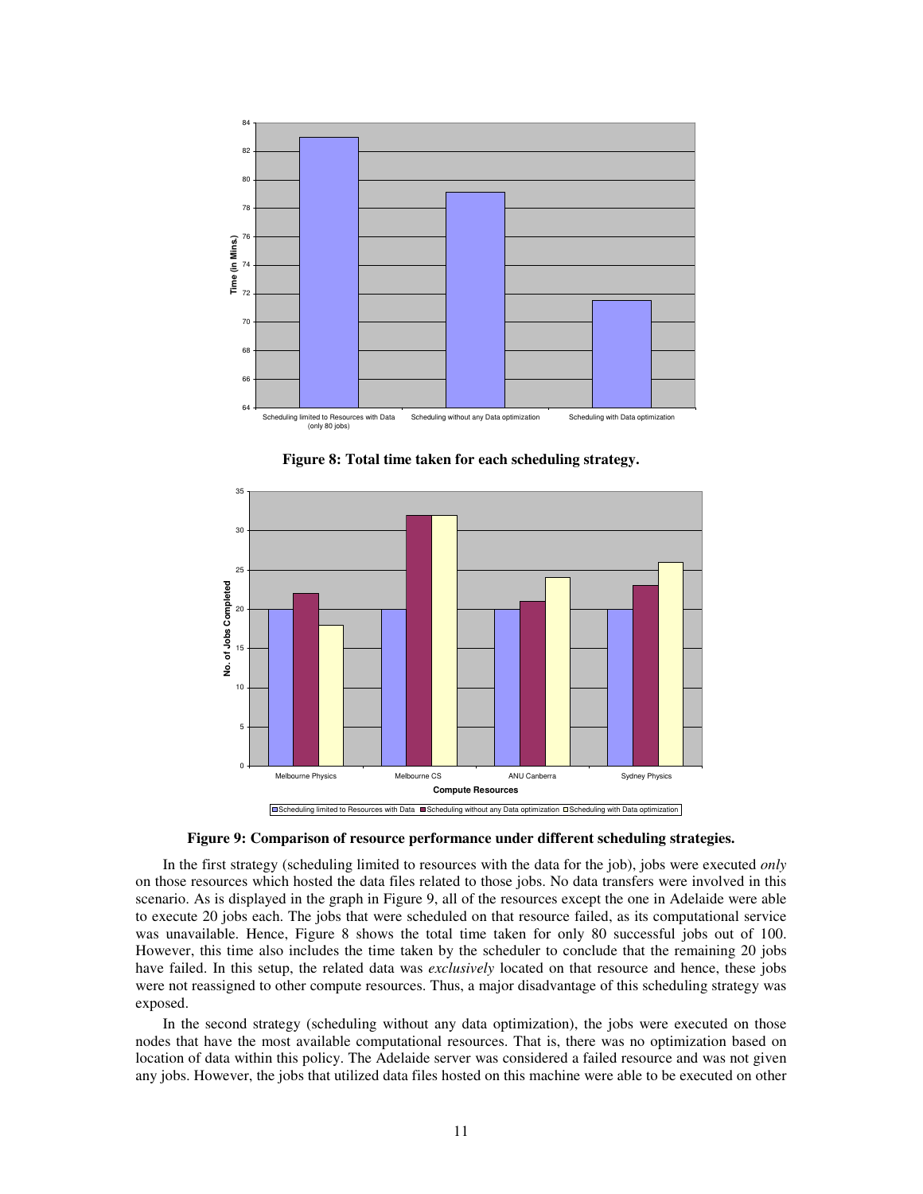**Figure 8: Total time taken for each scheduling strategy.**

**Figure 9: Comparison of resource performance under different scheduling strategies.**

In the first strategy (scheduling limited to resources with the data for the job), jobs were executed *only* on those resources which hosted the data files related to those jobs. No data transfers were involved in this scenario. As is displayed in the graph in Figure 9, all of the resources except the one in Adelaide were able to execute 20 jobs each. The jobs that were scheduled on that resource failed, as its computational service was unavailable. Hence, Figure 8 shows the total time taken for only 80 successful jobs out of 100. However, this time also includes the time taken by the scheduler to conclude that the remaining 20 jobs have failed. In this setup, the related data was *exclusively* located on that resource and hence, these jobs were not reassigned to other compute resources. Thus, a major disadvantage of this scheduling strategy was exposed.

In the second strategy (scheduling without any data optimization), the jobs were executed on those nodes that have the most available computational resources. That is, there was no optimization based on location of data within this policy. The Adelaide server was considered a failed resource and was not given any jobs. However, the jobs that utilized data files hosted on this machine were able to be executed on other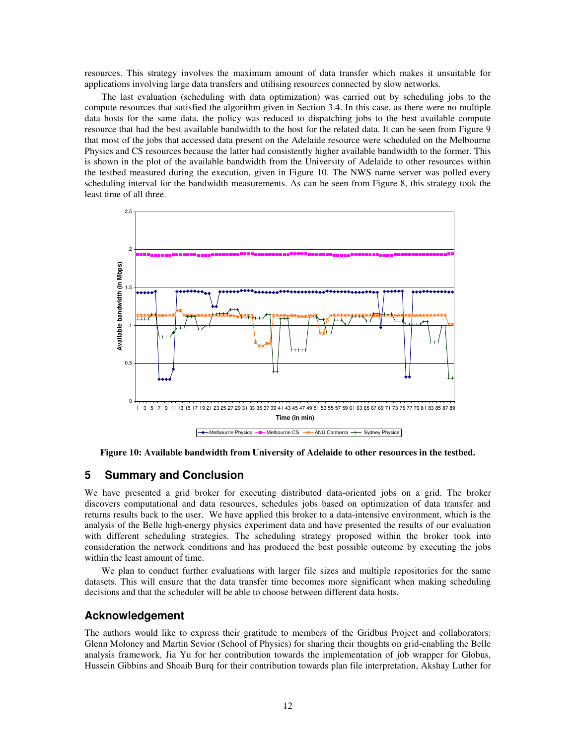resources. This strategy involves the maximum amount of data transfer which makes it unsuitable for applications involving large data transfers and utilising resources connected by slow networks.

The last evaluation (scheduling with data optimization) was carried out by scheduling jobs to the compute resources that satisfied the algorithm given in Section 3.4. In this case, as there were no multiple data hosts for the same data, the policy was reduced to dispatching jobs to the best available compute resource that had the best available bandwidth to the host for the related data. It can be seen from Figure 9 that most of the jobs that accessed data present on the Adelaide resource were scheduled on the Melbourne Physics and CS resources because the latter had consistently higher available bandwidth to the former. This is shown in the plot of the available bandwidth from the University of Adelaide to other resources within the testbed measured during the execution, given in Figure 10. The NWS name server was polled every scheduling interval for the bandwidth measurements. As can be seen from Figure 8, this strategy took the least time of all three.

**Figure 10: Available bandwidth from University of Adelaide to other resources in the testbed.**

## 5 Summary and Conclusion

We have presented a grid broker for executing distributed data-oriented jobs on a grid. The broker discovers computational and data resources, schedules jobs based on optimization of data transfer and returns results back to the user. We have applied this broker to a data-intensive environment, which is the analysis of the Belle high-energy physics experiment data and have presented the results of our evaluation with different scheduling strategies. The scheduling strategy proposed within the broker took into consideration the network conditions and has produced the best possible outcome by executing the jobs within the least amount of time.

We plan to conduct further evaluations with larger file sizes and multiple repositories for the same datasets. This will ensure that the data transfer time becomes more significant when making scheduling decisions and that the scheduler will be able to choose between different data hosts.

## Acknowledgement

The authors would like to express their gratitude to members of the Gridbus Project and collaborators: Glenn Moloney and Martin Sevior (School of Physics) for sharing their thoughts on grid-enabling the Belle analysis framework, Jia Yu for her contribution towards the implementation of job wrapper for Globus, Hussein Gibbins and Shoaib Burq for their contribution towards plan file interpretation, Akshay Luther for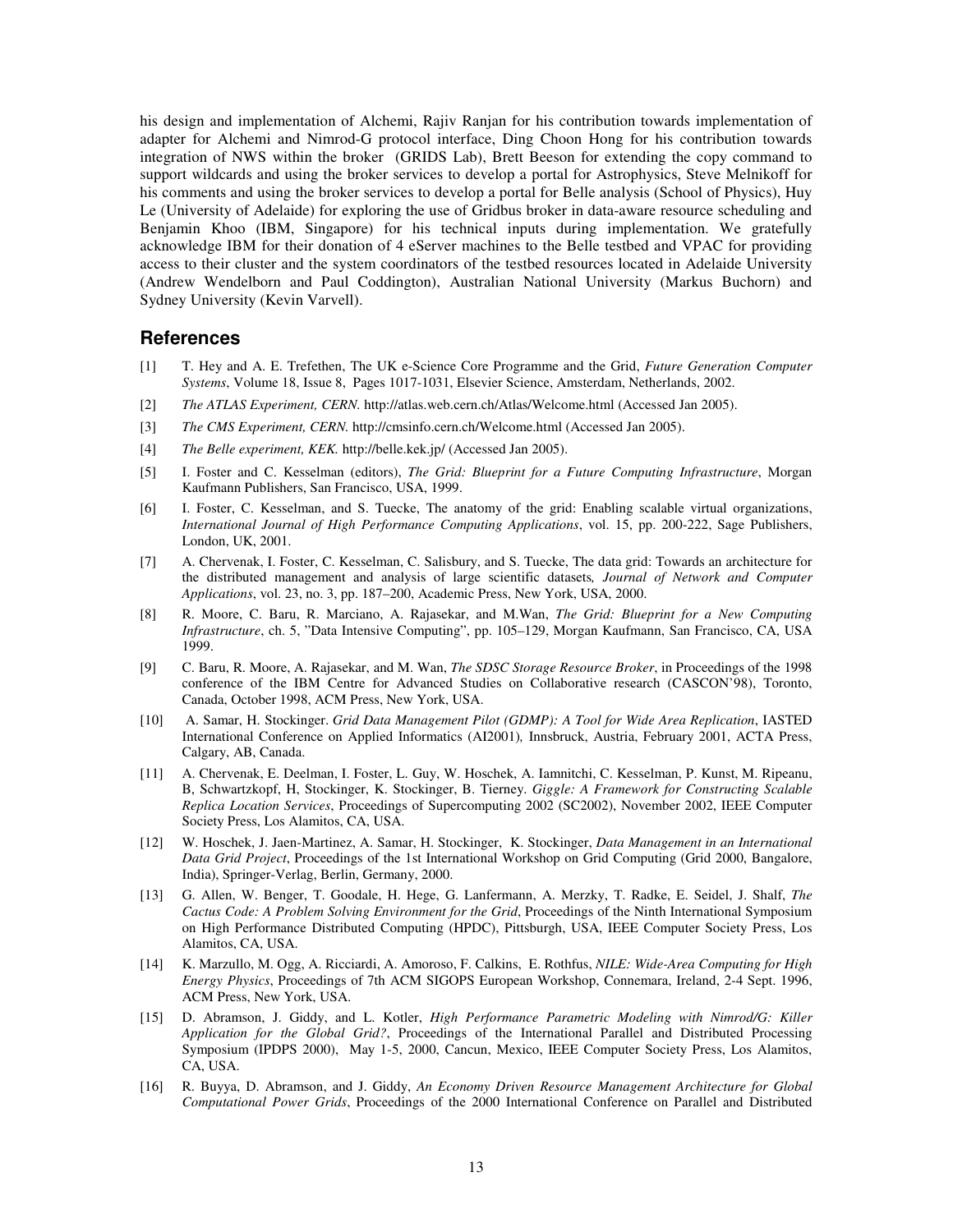his design and implementation of Alchemi, Rajiv Ranjan for his contribution towards implementation of adapter for Alchemi and Nimrod-G protocol interface, Ding Choon Hong for his contribution towards integration of NWS within the broker (GRIDS Lab), Brett Beeson for extending the copy command to support wildcards and using the broker services to develop a portal for Astrophysics, Steve Melnikoff for his comments and using the broker services to develop a portal for Belle analysis (School of Physics), Huy Le (University of Adelaide) for exploring the use of Gridbus broker in data-aware resource scheduling and Benjamin Khoo (IBM, Singapore) for his technical inputs during implementation. We gratefully acknowledge IBM for their donation of 4 eServer machines to the Belle testbed and VPAC for providing access to their cluster and the system coordinators of the testbed resources located in Adelaide University (Andrew Wendelborn and Paul Coddington), Australian National University (Markus Buchorn) and Sydney University (Kevin Varvell).

## References

[1] T. Hey and A. E. Trefethen, The UK e-Science Core Programme and the Grid, *Future Generation Computer Systems*, Volume 18, Issue 8, Pages 1017-1031, Elsevier Science, Amsterdam, Netherlands, 2002.

[2] *The ATLAS Experiment, CERN.* http://atlas.web.cern.ch/Atlas/Welcome.html (Accessed Jan 2005).

[3] *The CMS Experiment, CERN.* http://cmsinfo.cern.ch/Welcome.html (Accessed Jan 2005).

[4] *The Belle experiment, KEK.* http://belle.kek.jp/ (Accessed Jan 2005).

[5] I. Foster and C. Kesselman (editors), *The Grid: Blueprint for a Future Computing Infrastructure*, Morgan Kaufmann Publishers, San Francisco, USA, 1999.

[6] I. Foster, C. Kesselman, and S. Tuecke, The anatomy of the grid: Enabling scalable virtual organizations, *International Journal of High Performance Computing Applications*, vol. 15, pp. 200-222, Sage Publishers, London, UK, 2001.

[7] A. Chervenak, I. Foster, C. Kesselman, C. Salisbury, and S. Tuecke, The data grid: Towards an architecture for the distributed management and analysis of large scientific datasets*, Journal of Network and Computer Applications*, vol. 23, no. 3, pp. 187–200, Academic Press, New York, USA, 2000.

[8] R. Moore, C. Baru, R. Marciano, A. Rajasekar, and M.Wan, *The Grid: Blueprint for a New Computing Infrastructure*, ch. 5, "Data Intensive Computing", pp. 105–129, Morgan Kaufmann, San Francisco, CA, USA 1999.

[9] C. Baru, R. Moore, A. Rajasekar, and M. Wan, *The SDSC Storage Resource Broker*, in Proceedings of the 1998 conference of the IBM Centre for Advanced Studies on Collaborative research (CASCON'98), Toronto, Canada, October 1998, ACM Press, New York, USA.

[10] A. Samar, H. Stockinger. *Grid Data Management Pilot (GDMP): A Tool for Wide Area Replication*, IASTED International Conference on Applied Informatics (AI2001)*,* Innsbruck, Austria, February 2001, ACTA Press, Calgary, AB, Canada.

[11] A. Chervenak, E. Deelman, I. Foster, L. Guy, W. Hoschek, A. Iamnitchi, C. Kesselman, P. Kunst, M. Ripeanu, B, Schwartzkopf, H, Stockinger, K. Stockinger, B. Tierney. *Giggle: A Framework for Constructing Scalable Replica Location Services*, Proceedings of Supercomputing 2002 (SC2002), November 2002, IEEE Computer Society Press, Los Alamitos, CA, USA.

[12] W. Hoschek, J. Jaen-Martinez, A. Samar, H. Stockinger, K. Stockinger, *Data Management in an International Data Grid Project*, Proceedings of the 1st International Workshop on Grid Computing (Grid 2000, Bangalore, India), Springer-Verlag, Berlin, Germany, 2000.

[13] G. Allen, W. Benger, T. Goodale, H. Hege, G. Lanfermann, A. Merzky, T. Radke, E. Seidel, J. Shalf, *The Cactus Code: A Problem Solving Environment for the Grid*, Proceedings of the Ninth International Symposium on High Performance Distributed Computing (HPDC), Pittsburgh, USA, IEEE Computer Society Press, Los Alamitos, CA, USA.

[14] K. Marzullo, M. Ogg, A. Ricciardi, A. Amoroso, F. Calkins, E. Rothfus, *NILE: Wide-Area Computing for High Energy Physics*, Proceedings of 7th ACM SIGOPS European Workshop, Connemara, Ireland, 2-4 Sept. 1996, ACM Press, New York, USA.

[15] D. Abramson, J. Giddy, and L. Kotler, *High Performance Parametric Modeling with Nimrod/G: Killer Application for the Global Grid?*, Proceedings of the International Parallel and Distributed Processing Symposium (IPDPS 2000), May 1-5, 2000, Cancun, Mexico, IEEE Computer Society Press, Los Alamitos, CA, USA.

[16] R. Buyya, D. Abramson, and J. Giddy, *An Economy Driven Resource Management Architecture for Global Computational Power Grids*, Proceedings of the 2000 International Conference on Parallel and Distributed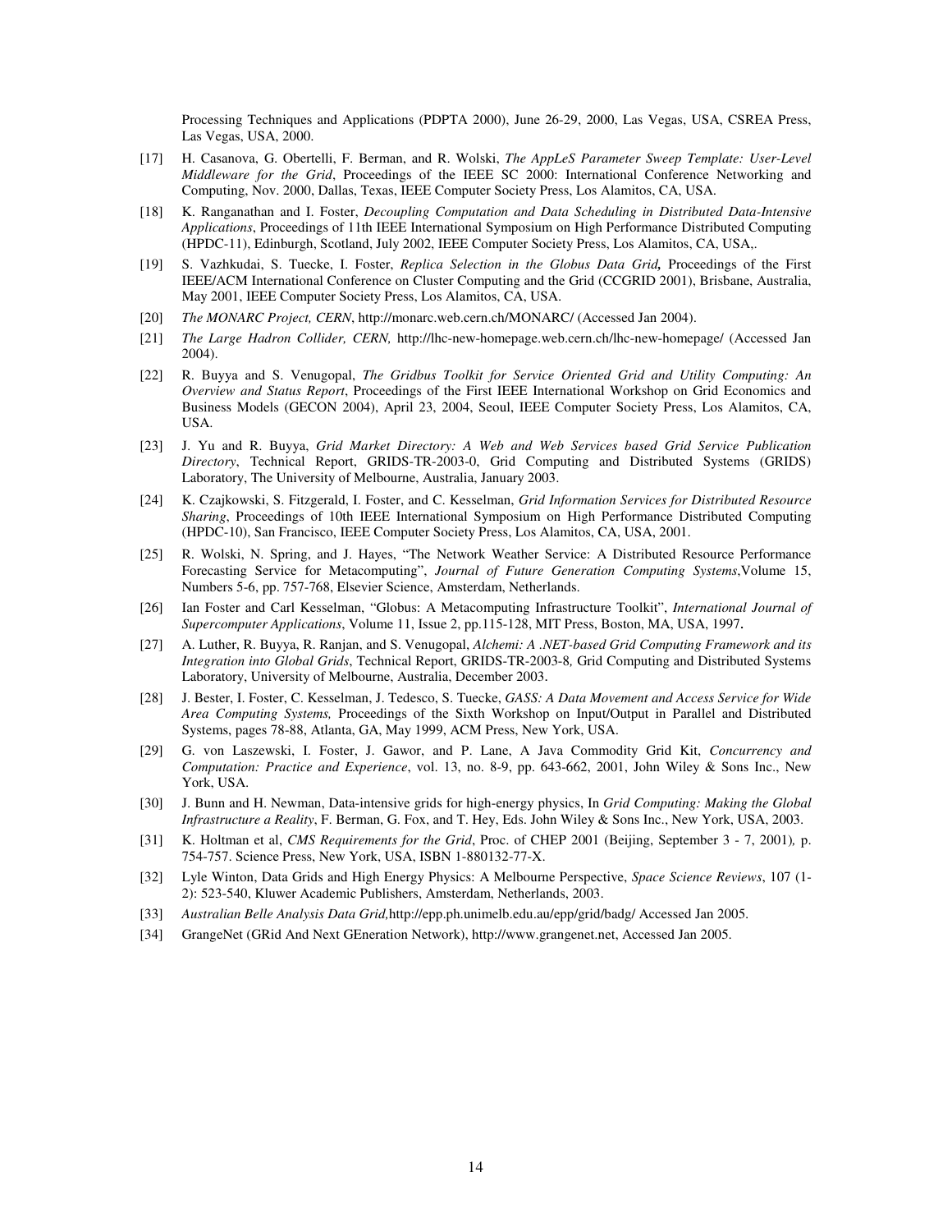Processing Techniques and Applications (PDPTA 2000), June 26-29, 2000, Las Vegas, USA, CSREA Press, Las Vegas, USA, 2000.

[17] H. Casanova, G. Obertelli, F. Berman, and R. Wolski, *The AppLeS Parameter Sweep Template: User-Level Middleware for the Grid*, Proceedings of the IEEE SC 2000: International Conference Networking and Computing, Nov. 2000, Dallas, Texas, IEEE Computer Society Press, Los Alamitos, CA, USA.

[18] K. Ranganathan and I. Foster, *Decoupling Computation and Data Scheduling in Distributed Data-Intensive Applications*, Proceedings of 11th IEEE International Symposium on High Performance Distributed Computing (HPDC-11), Edinburgh, Scotland, July 2002, IEEE Computer Society Press, Los Alamitos, CA, USA,.

[19] S. Vazhkudai, S. Tuecke, I. Foster, *Replica Selection in the Globus Data Grid,* Proceedings of the First IEEE/ACM International Conference on Cluster Computing and the Grid (CCGRID 2001), Brisbane, Australia, May 2001, IEEE Computer Society Press, Los Alamitos, CA, USA.

[20] *The MONARC Project, CERN*, http://monarc.web.cern.ch/MONARC/ (Accessed Jan 2004).

[21] *The Large Hadron Collider, CERN,* http://lhc-new-homepage.web.cern.ch/lhc-new-homepage/ (Accessed Jan 2004).

[22] R. Buyya and S. Venugopal, *The Gridbus Toolkit for Service Oriented Grid and Utility Computing: An Overview and Status Report*, Proceedings of the First IEEE International Workshop on Grid Economics and Business Models (GECON 2004), April 23, 2004, Seoul, IEEE Computer Society Press, Los Alamitos, CA, USA.

[23] J. Yu and R. Buyya, *Grid Market Directory: A Web and Web Services based Grid Service Publication Directory*, Technical Report, GRIDS-TR-2003-0, Grid Computing and Distributed Systems (GRIDS) Laboratory, The University of Melbourne, Australia, January 2003.

[24] K. Czajkowski, S. Fitzgerald, I. Foster, and C. Kesselman, *Grid Information Services for Distributed Resource Sharing*, Proceedings of 10th IEEE International Symposium on High Performance Distributed Computing (HPDC-10), San Francisco, IEEE Computer Society Press, Los Alamitos, CA, USA, 2001.

[25] R. Wolski, N. Spring, and J. Hayes, "The Network Weather Service: A Distributed Resource Performance Forecasting Service for Metacomputing", *Journal of Future Generation Computing Systems*,Volume 15, Numbers 5-6, pp. 757-768, Elsevier Science, Amsterdam, Netherlands.

[26] Ian Foster and Carl Kesselman, "Globus: A Metacomputing Infrastructure Toolkit", *International Journal of Supercomputer Applications*, Volume 11, Issue 2, pp.115-128, MIT Press, Boston, MA, USA, 1997.

[27] A. Luther, R. Buyya, R. Ranjan, and S. Venugopal, *Alchemi: A .NET-based Grid Computing Framework and its Integration into Global Grids*, Technical Report, GRIDS-TR-2003-8*,* Grid Computing and Distributed Systems Laboratory, University of Melbourne, Australia, December 2003.

[28] J. Bester, I. Foster, C. Kesselman, J. Tedesco, S. Tuecke, *GASS: A Data Movement and Access Service for Wide Area Computing Systems,* Proceedings of the Sixth Workshop on Input/Output in Parallel and Distributed Systems, pages 78-88, Atlanta, GA, May 1999, ACM Press, New York, USA.

[29] G. von Laszewski, I. Foster, J. Gawor, and P. Lane, A Java Commodity Grid Kit, *Concurrency and Computation: Practice and Experience*, vol. 13, no. 8-9, pp. 643-662, 2001, John Wiley & Sons Inc., New York, USA.

[30] J. Bunn and H. Newman, Data-intensive grids for high-energy physics, In *Grid Computing: Making the Global Infrastructure a Reality*, F. Berman, G. Fox, and T. Hey, Eds. John Wiley & Sons Inc., New York, USA, 2003.

[31] K. Holtman et al, *CMS Requirements for the Grid*, Proc. of CHEP 2001 (Beijing, September 3 - 7, 2001)*,* p. 754-757. Science Press, New York, USA, ISBN 1-880132-77-X.

[32] Lyle Winton, Data Grids and High Energy Physics: A Melbourne Perspective, *Space Science Reviews*, 107 (1-2): 523-540, Kluwer Academic Publishers, Amsterdam, Netherlands, 2003.

[33] *Australian Belle Analysis Data Grid,*http://epp.ph.unimelb.edu.au/epp/grid/badg/ Accessed Jan 2005.

[34] GrangeNet (GRid And Next GEneration Network), http://www.grangenet.net, Accessed Jan 2005.